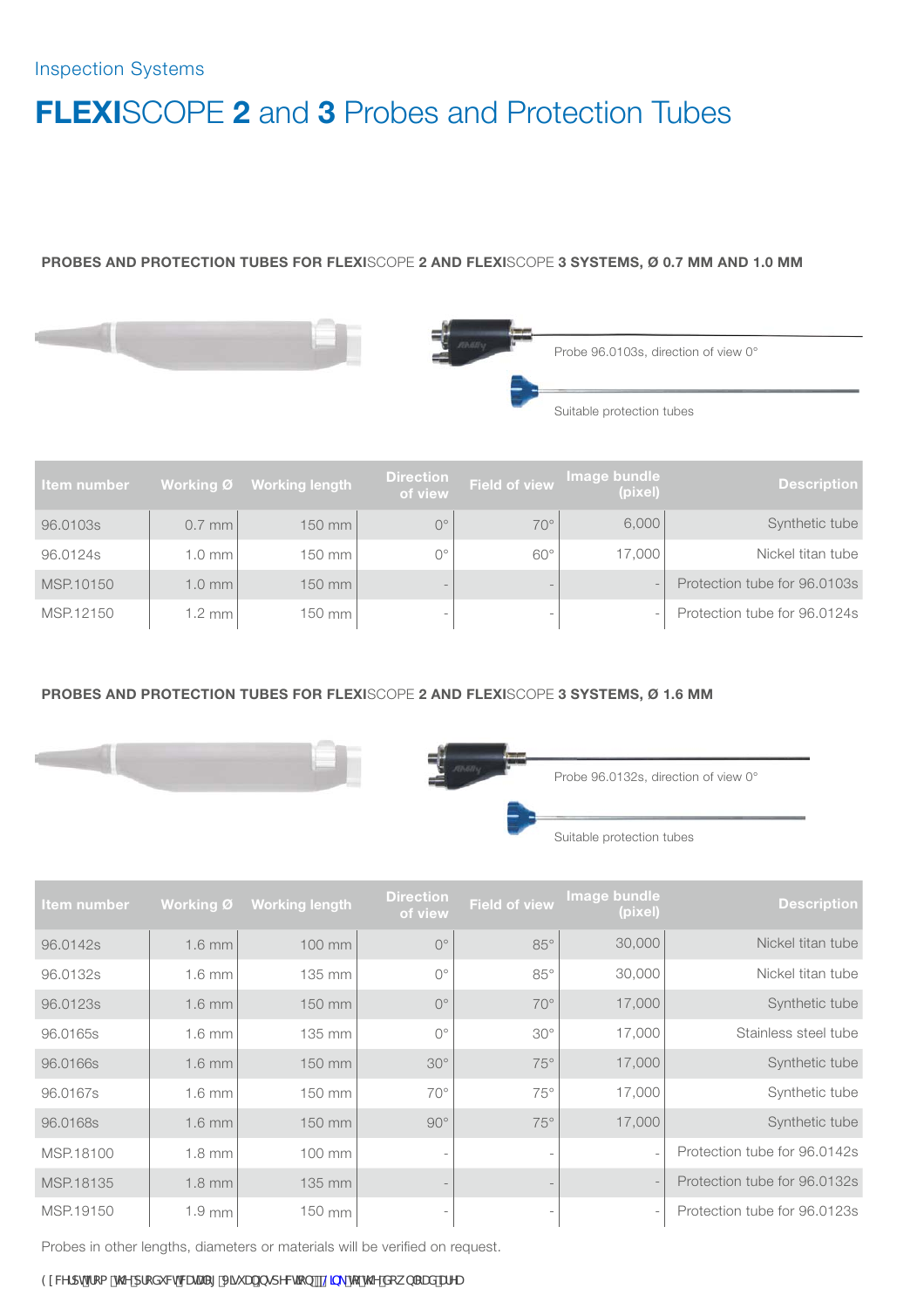Inspection Systems

# **FLEXI**SCOPE **2** and **3** Probes and Protection Tubes

### PROBES AND PROTECTION TUBES FOR FLEXISCOPE 2 AND FLEXISCOPE 3 SYSTEMS, Ø 0.7 MM AND 1.0 MM

Probe 96.0103s, direction of view 0°

Suitable protection tubes

| Item number | Working Ø | Working length | Direction of view | Field of view | Image bundle (pixel) | Description |
|---|---|---|---|---|---|---|
| 96.0103s | 0.7 mm | 150 mm | 0° | 70° | 6,000 | Synthetic tube |
| 96.0124s | 1.0 mm | 150 mm | 0° | 60° | 17,000 | Nickel titan tube |
| MSP.10150 | 1.0 mm | 150 mm | - | - | - | Protection tube for 96.0103s |
| MSP.12150 | 1.2 mm | 150 mm | - | - | - | Protection tube for 96.0124s |

### PROBES AND PROTECTION TUBES FOR FLEXISCOPE 2 AND FLEXISCOPE 3 SYSTEMS, Ø 1.6 MM

Probe 96.0132s, direction of view 0°

Suitable protection tubes

| Item number | Working Ø | Working length | Direction of view | Field of view | Image bundle (pixel) | Description |
|---|---|---|---|---|---|---|
| 96.0142s | 1.6 mm | 100 mm | 0° | 85° | 30,000 | Nickel titan tube |
| 96.0132s | 1.6 mm | 135 mm | 0° | 85° | 30,000 | Nickel titan tube |
| 96.0123s | 1.6 mm | 150 mm | 0° | 70° | 17,000 | Synthetic tube |
| 96.0165s | 1.6 mm | 135 mm | 0° | 30° | 17,000 | Stainless steel tube |
| 96.0166s | 1.6 mm | 150 mm | 30° | 75° | 17,000 | Synthetic tube |
| 96.0167s | 1.6 mm | 150 mm | 70° | 75° | 17,000 | Synthetic tube |
| 96.0168s | 1.6 mm | 150 mm | 90° | 75° | 17,000 | Synthetic tube |
| MSP.18100 | 1.8 mm | 100 mm | - | - | - | Protection tube for 96.0142s |
| MSP.18135 | 1.8 mm | 135 mm | - | - | - | Protection tube for 96.0132s |
| MSP.19150 | 1.9 mm | 150 mm | - | - | - | Protection tube for 96.0123s |

Probes in other lengths, diameters or materials will be verified on request.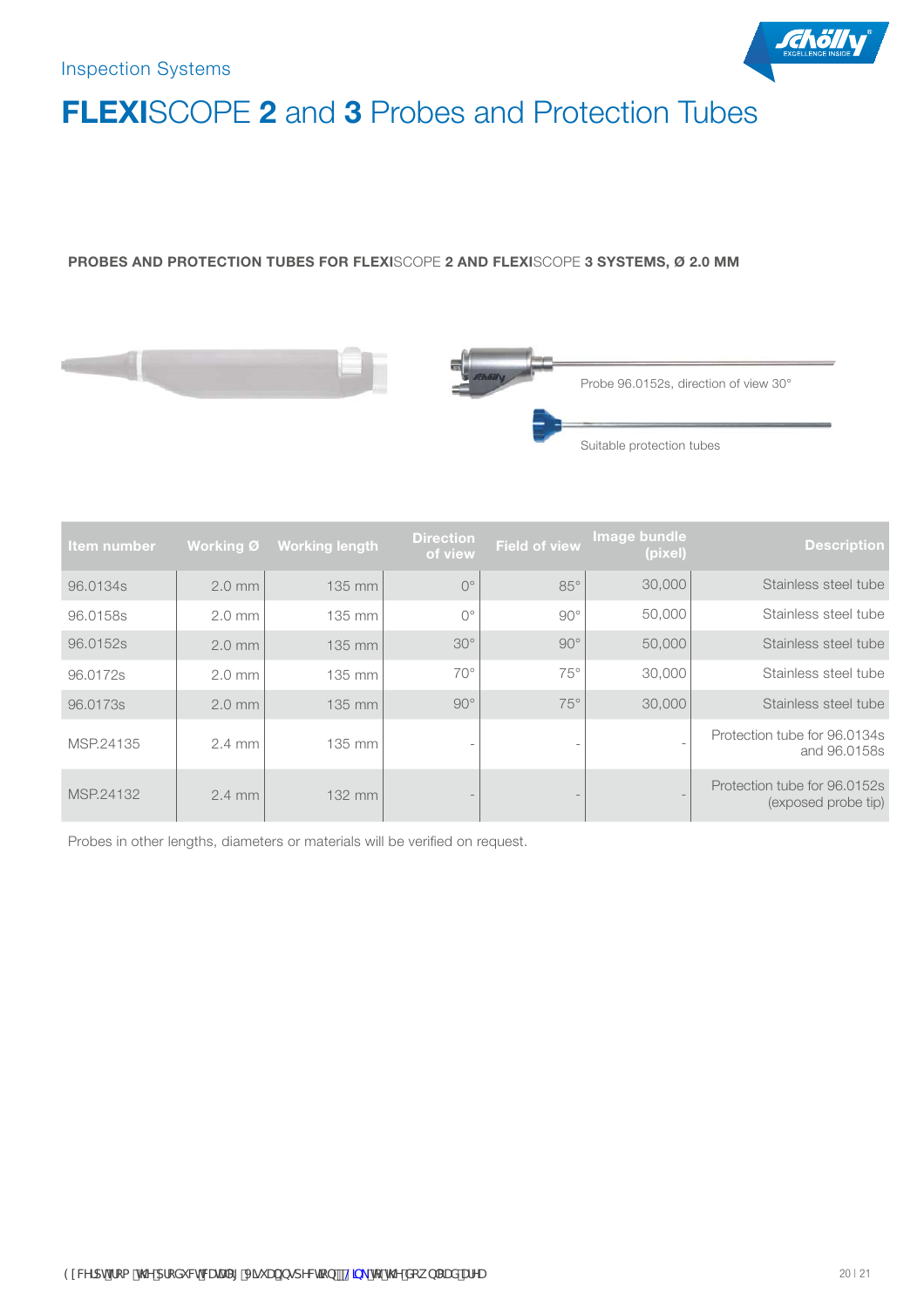Inspection Systems

# **FLEXI**SCOPE **2** and **3** Probes and Protection Tubes

**PROBES AND PROTECTION TUBES FOR FLEXI**SCOPE **2 AND FLEXI**SCOPE **3 SYSTEMS, Ø 2.0 MM**

Probe 96.0152s, direction of view 30°

Suitable protection tubes

| Item number | Working Ø | Working length | Direction of view | Field of view | Image bundle (pixel) | Description |
|---|---|---|---|---|---|---|
| 96.0134s | 2.0 mm | 135 mm | 0° | 85° | 30,000 | Stainless steel tube |
| 96.0158s | 2.0 mm | 135 mm | 0° | 90° | 50,000 | Stainless steel tube |
| 96.0152s | 2.0 mm | 135 mm | 30° | 90° | 50,000 | Stainless steel tube |
| 96.0172s | 2.0 mm | 135 mm | 70° | 75° | 30,000 | Stainless steel tube |
| 96.0173s | 2.0 mm | 135 mm | 90° | 75° | 30,000 | Stainless steel tube |
| MSP.24135 | 2.4 mm | 135 mm | - | - | - | Protection tube for 96.0134s and 96.0158s |
| MSP.24132 | 2.4 mm | 132 mm | - | - | - | Protection tube for 96.0152s (exposed probe tip) |

Probes in other lengths, diameters or materials will be verified on request.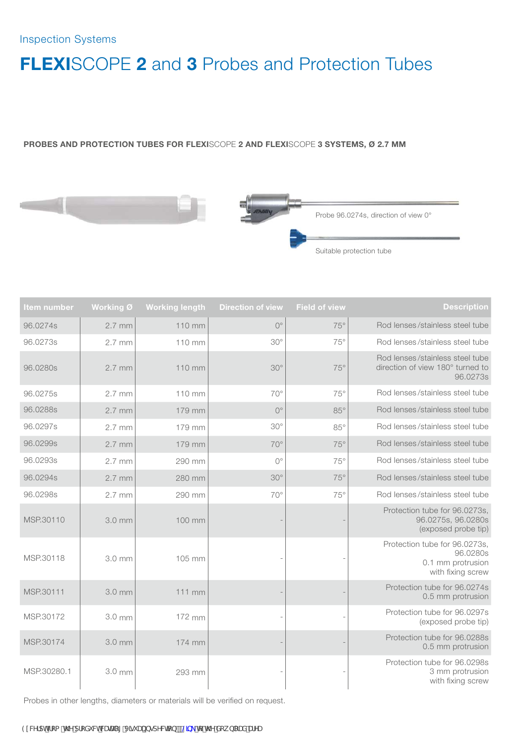Inspection Systems

# **FLEXI**SCOPE **2** and **3** Probes and Protection Tubes

**PROBES AND PROTECTION TUBES FOR FLEXI**SCOPE **2 AND FLEXI**SCOPE **3 SYSTEMS, Ø 2.7 MM**

Probe 96.0274s, direction of view 0°

Suitable protection tube

| Item number | Working Ø | Working length | Direction of view | Field of view | Description |
|---|---|---|---|---|---|
| 96.0274s | 2.7 mm | 110 mm | 0° | 75° | Rod lenses/stainless steel tube |
| 96.0273s | 2.7 mm | 110 mm | 30° | 75° | Rod lenses/stainless steel tube |
| 96.0280s | 2.7 mm | 110 mm | 30° | 75° | Rod lenses/stainless steel tube direction of view 180° turned to 96.0273s |
| 96.0275s | 2.7 mm | 110 mm | 70° | 75° | Rod lenses/stainless steel tube |
| 96.0288s | 2.7 mm | 179 mm | 0° | 85° | Rod lenses/stainless steel tube |
| 96.0297s | 2.7 mm | 179 mm | 30° | 85° | Rod lenses/stainless steel tube |
| 96.0299s | 2.7 mm | 179 mm | 70° | 75° | Rod lenses/stainless steel tube |
| 96.0293s | 2.7 mm | 290 mm | 0° | 75° | Rod lenses/stainless steel tube |
| 96.0294s | 2.7 mm | 280 mm | 30° | 75° | Rod lenses/stainless steel tube |
| 96.0298s | 2.7 mm | 290 mm | 70° | 75° | Rod lenses/stainless steel tube |
| MSP.30110 | 3.0 mm | 100 mm | - | - | Protection tube for 96.0273s, 96.0275s, 96.0280s (exposed probe tip) |
| MSP.30118 | 3.0 mm | 105 mm | - | - | Protection tube for 96.0273s, 96.0280s 0.1 mm protrusion with fixing screw |
| MSP.30111 | 3.0 mm | 111 mm | - | - | Protection tube for 96.0274s 0.5 mm protrusion |
| MSP.30172 | 3.0 mm | 172 mm | - | - | Protection tube for 96.0297s (exposed probe tip) |
| MSP.30174 | 3.0 mm | 174 mm | - | - | Protection tube for 96.0288s 0.5 mm protrusion |
| MSP.30280.1 | 3.0 mm | 293 mm | - | - | Protection tube for 96.0298s 3 mm protrusion with fixing screw |

Probes in other lengths, diameters or materials will be verified on request.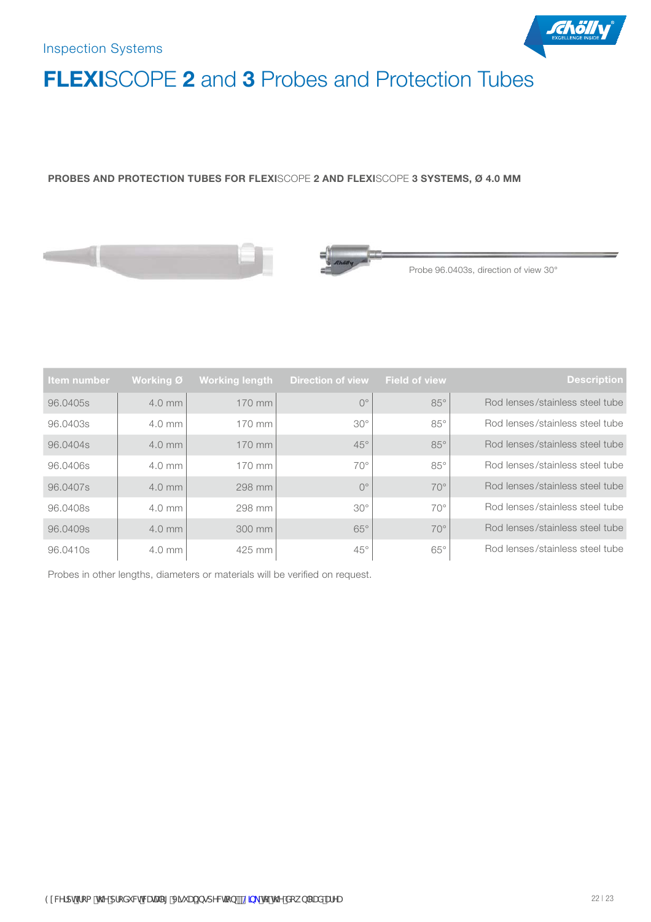Inspection Systems

# **FLEXI**SCOPE **2** and **3** Probes and Protection Tubes

**PROBES AND PROTECTION TUBES FOR FLEXI**SCOPE **2 AND FLEXI**SCOPE **3 SYSTEMS, Ø 4.0 MM**

Probe 96.0403s, direction of view 30°

| Item number | Working Ø | Working length | Direction of view | Field of view | Description |
|---|---|---|---|---|---|
| 96.0405s | 4.0 mm | 170 mm | 0° | 85° | Rod lenses/stainless steel tube |
| 96.0403s | 4.0 mm | 170 mm | 30° | 85° | Rod lenses/stainless steel tube |
| 96.0404s | 4.0 mm | 170 mm | 45° | 85° | Rod lenses/stainless steel tube |
| 96.0406s | 4.0 mm | 170 mm | 70° | 85° | Rod lenses/stainless steel tube |
| 96.0407s | 4.0 mm | 298 mm | 0° | 70° | Rod lenses/stainless steel tube |
| 96.0408s | 4.0 mm | 298 mm | 30° | 70° | Rod lenses/stainless steel tube |
| 96.0409s | 4.0 mm | 300 mm | 65° | 70° | Rod lenses/stainless steel tube |
| 96.0410s | 4.0 mm | 425 mm | 45° | 65° | Rod lenses/stainless steel tube |

Probes in other lengths, diameters or materials will be verified on request.